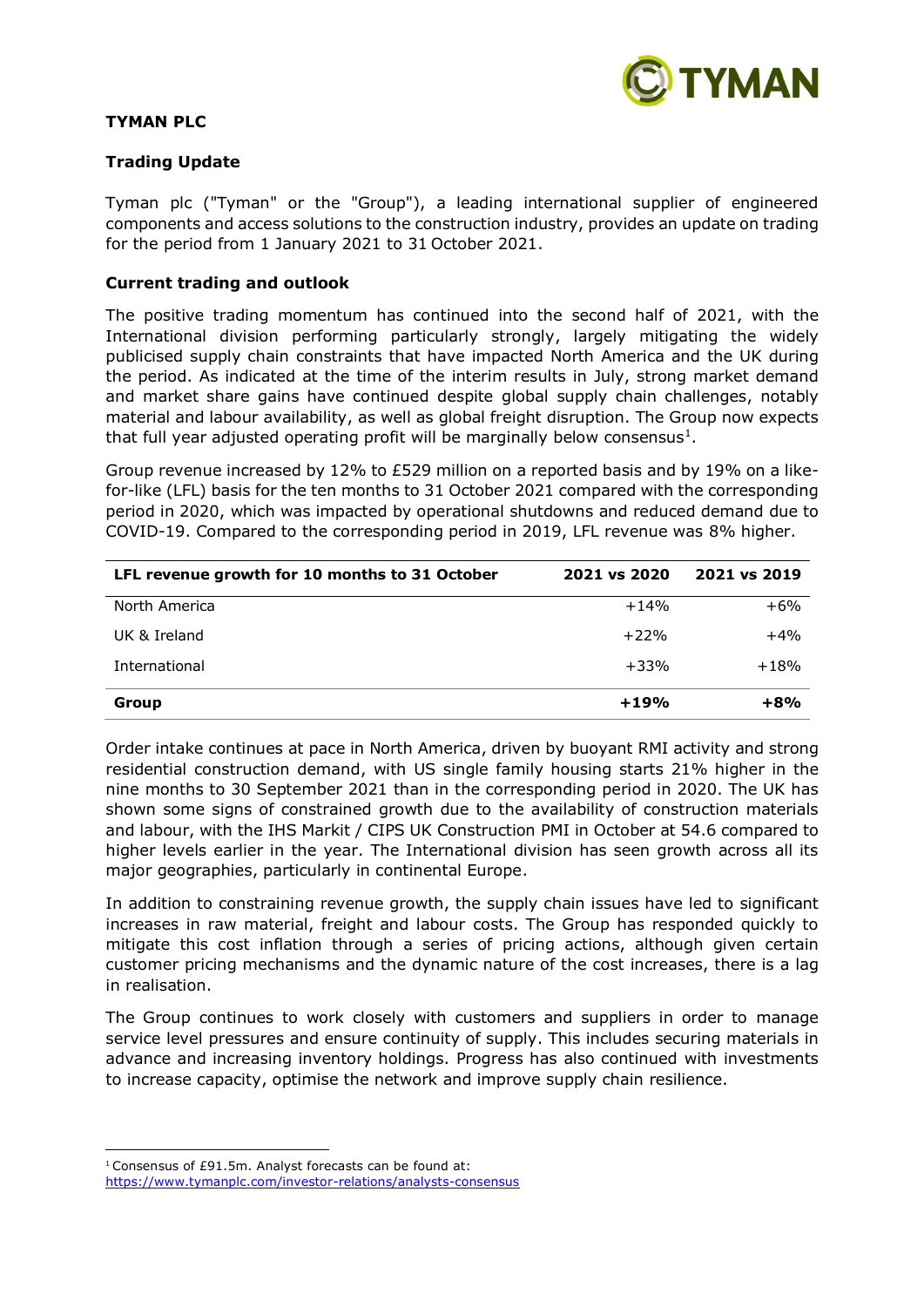**TYMAN PLC**

**Trading Update**

Tyman plc ("Tyman" or the "Group"), a leading international supplier of engineered components and access solutions to the construction industry, provides an update on trading for the period from 1 January 2021 to 31 October 2021.

**Current trading and outlook**

The positive trading momentum has continued into the second half of 2021, with the International division performing particularly strongly, largely mitigating the widely publicised supply chain constraints that have impacted North America and the UK during the period. As indicated at the time of the interim results in July, strong market demand and market share gains have continued despite global supply chain challenges, notably material and labour availability, as well as global freight disruption. The Group now expects that full year adjusted operating profit will be marginally below consensus[1].

Group revenue increased by 12% to £529 million on a reported basis and by 19% on a like-for-like (LFL) basis for the ten months to 31 October 2021 compared with the corresponding period in 2020, which was impacted by operational shutdowns and reduced demand due to COVID-19. Compared to the corresponding period in 2019, LFL revenue was 8% higher.

| LFL revenue growth for 10 months to 31 October | 2021 vs 2020 | 2021 vs 2019 |
|---|---|---|
| North America | +14% | +6% |
| UK & Ireland | +22% | +4% |
| International | +33% | +18% |
| **Group** | **+19%** | **+8%** |

Order intake continues at pace in North America, driven by buoyant RMI activity and strong residential construction demand, with US single family housing starts 21% higher in the nine months to 30 September 2021 than in the corresponding period in 2020. The UK has shown some signs of constrained growth due to the availability of construction materials and labour, with the IHS Markit / CIPS UK Construction PMI in October at 54.6 compared to higher levels earlier in the year. The International division has seen growth across all its major geographies, particularly in continental Europe.

In addition to constraining revenue growth, the supply chain issues have led to significant increases in raw material, freight and labour costs. The Group has responded quickly to mitigate this cost inflation through a series of pricing actions, although given certain customer pricing mechanisms and the dynamic nature of the cost increases, there is a lag in realisation.

The Group continues to work closely with customers and suppliers in order to manage service level pressures and ensure continuity of supply. This includes securing materials in advance and increasing inventory holdings. Progress has also continued with investments to increase capacity, optimise the network and improve supply chain resilience.

---

[1] Consensus of £91.5m. Analyst forecasts can be found at: https://www.tymanplc.com/investor-relations/analysts-consensus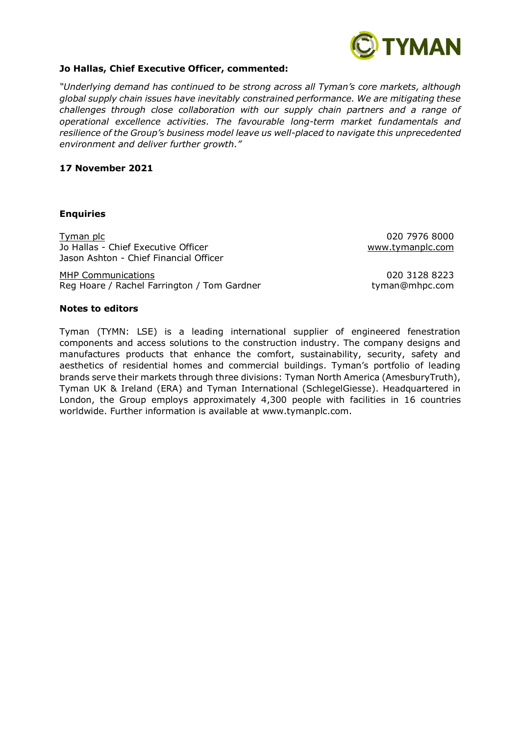**Jo Hallas, Chief Executive Officer, commented:**

*"Underlying demand has continued to be strong across all Tyman's core markets, although global supply chain issues have inevitably constrained performance. We are mitigating these challenges through close collaboration with our supply chain partners and a range of operational excellence activities. The favourable long-term market fundamentals and resilience of the Group's business model leave us well-placed to navigate this unprecedented environment and deliver further growth."*

**17 November 2021**

**Enquiries**

| | |
|---|---|
| Tyman plc | 020 7976 8000 |
| Jo Hallas - Chief Executive Officer | www.tymanplc.com |
| Jason Ashton - Chief Financial Officer | |
| MHP Communications | 020 3128 8223 |
| Reg Hoare / Rachel Farrington / Tom Gardner | tyman@mhpc.com |

**Notes to editors**

Tyman (TYMN: LSE) is a leading international supplier of engineered fenestration components and access solutions to the construction industry. The company designs and manufactures products that enhance the comfort, sustainability, security, safety and aesthetics of residential homes and commercial buildings. Tyman's portfolio of leading brands serve their markets through three divisions: Tyman North America (AmesburyTruth), Tyman UK & Ireland (ERA) and Tyman International (SchlegelGiesse). Headquartered in London, the Group employs approximately 4,300 people with facilities in 16 countries worldwide. Further information is available at www.tymanplc.com.